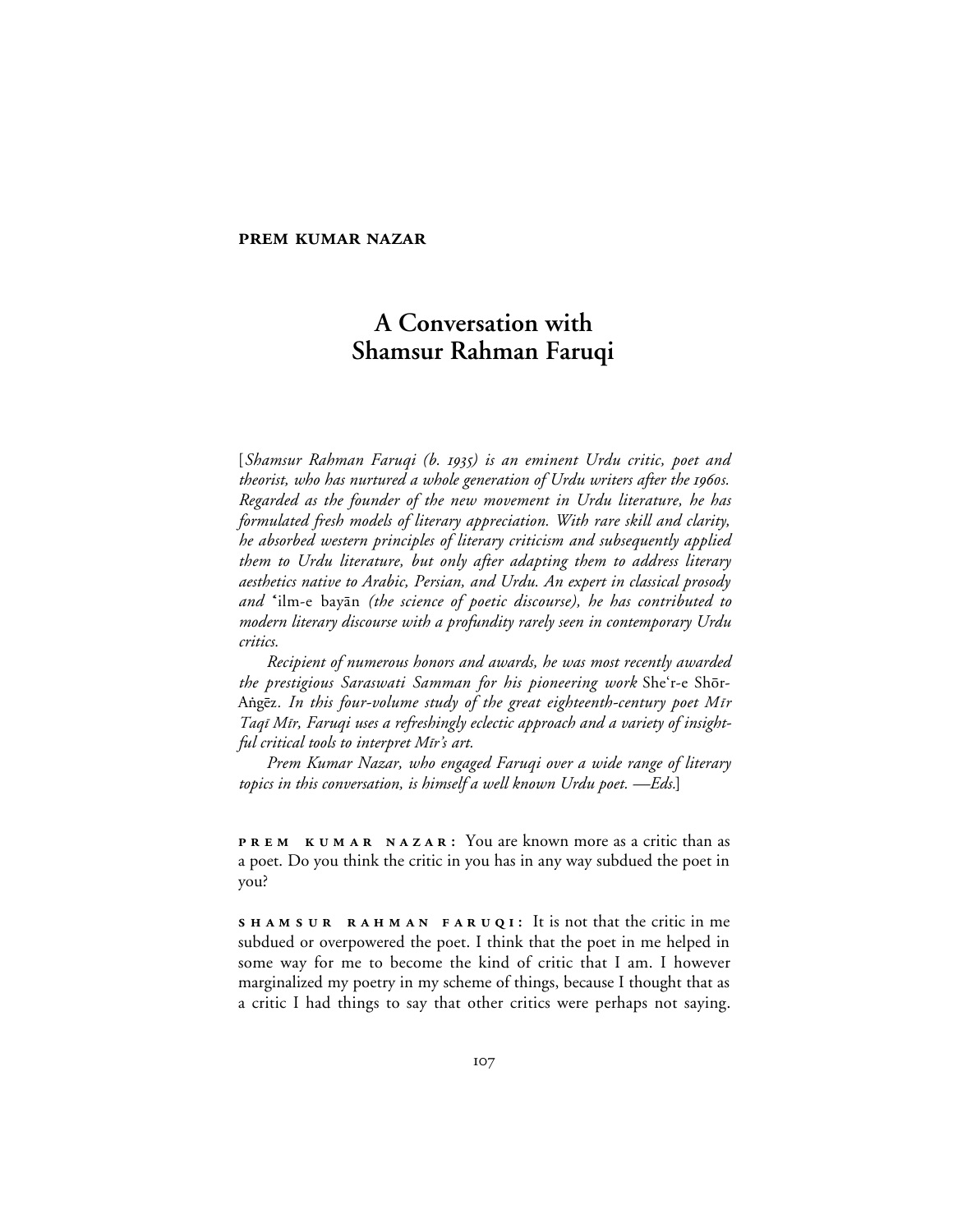**PREM KUMAR NAZAR**

# A Conversation with Shamsur Rahman Faruqi

[*Shamsur Rahman Faruqi (b. 1935) is an eminent Urdu critic, poet and theorist, who has nurtured a whole generation of Urdu writers after the 1960s. Regarded as the founder of the new movement in Urdu literature, he has formulated fresh models of literary appreciation. With rare skill and clarity, he absorbed western principles of literary criticism and subsequently applied them to Urdu literature, but only after adapting them to address literary aesthetics native to Arabic, Persian, and Urdu. An expert in classical prosody and* ʿilm-e bayān *(the science of poetic discourse), he has contributed to modern literary discourse with a profundity rarely seen in contemporary Urdu critics.*

*Recipient of numerous honors and awards, he was most recently awarded the prestigious Saraswati Samman for his pioneering work* Sheʿr-e Shōr-Aṅgēz. *In this four-volume study of the great eighteenth-century poet Mīr Taqī Mīr, Faruqi uses a refreshingly eclectic approach and a variety of insightful critical tools to interpret Mīr's art.*

*Prem Kumar Nazar, who engaged Faruqi over a wide range of literary topics in this conversation, is himself a well known Urdu poet. —Eds.*]

**PREM KUMAR NAZAR:** You are known more as a critic than as a poet. Do you think the critic in you has in any way subdued the poet in you?

**SHAMSUR RAHMAN FARUQI:** It is not that the critic in me subdued or overpowered the poet. I think that the poet in me helped in some way for me to become the kind of critic that I am. I however marginalized my poetry in my scheme of things, because I thought that as a critic I had things to say that other critics were perhaps not saying.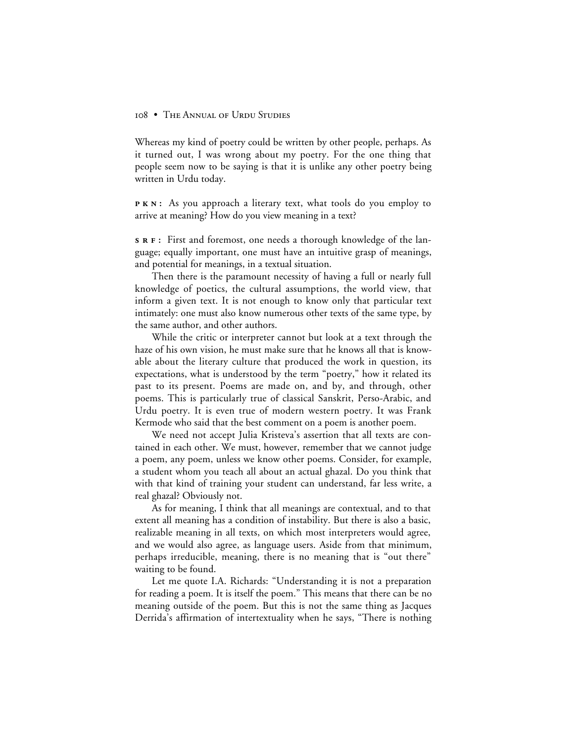Whereas my kind of poetry could be written by other people, perhaps. As it turned out, I was wrong about my poetry. For the one thing that people seem now to be saying is that it is unlike any other poetry being written in Urdu today.

**PKN:** As you approach a literary text, what tools do you employ to arrive at meaning? How do you view meaning in a text?

**SRF:** First and foremost, one needs a thorough knowledge of the language; equally important, one must have an intuitive grasp of meanings, and potential for meanings, in a textual situation.

Then there is the paramount necessity of having a full or nearly full knowledge of poetics, the cultural assumptions, the world view, that inform a given text. It is not enough to know only that particular text intimately: one must also know numerous other texts of the same type, by the same author, and other authors.

While the critic or interpreter cannot but look at a text through the haze of his own vision, he must make sure that he knows all that is knowable about the literary culture that produced the work in question, its expectations, what is understood by the term "poetry," how it related its past to its present. Poems are made on, and by, and through, other poems. This is particularly true of classical Sanskrit, Perso-Arabic, and Urdu poetry. It is even true of modern western poetry. It was Frank Kermode who said that the best comment on a poem is another poem.

We need not accept Julia Kristeva's assertion that all texts are contained in each other. We must, however, remember that we cannot judge a poem, any poem, unless we know other poems. Consider, for example, a student whom you teach all about an actual ghazal. Do you think that with that kind of training your student can understand, far less write, a real ghazal? Obviously not.

As for meaning, I think that all meanings are contextual, and to that extent all meaning has a condition of instability. But there is also a basic, realizable meaning in all texts, on which most interpreters would agree, and we would also agree, as language users. Aside from that minimum, perhaps irreducible, meaning, there is no meaning that is "out there" waiting to be found.

Let me quote I.A. Richards: "Understanding it is not a preparation for reading a poem. It is itself the poem." This means that there can be no meaning outside of the poem. But this is not the same thing as Jacques Derrida's affirmation of intertextuality when he says, "There is nothing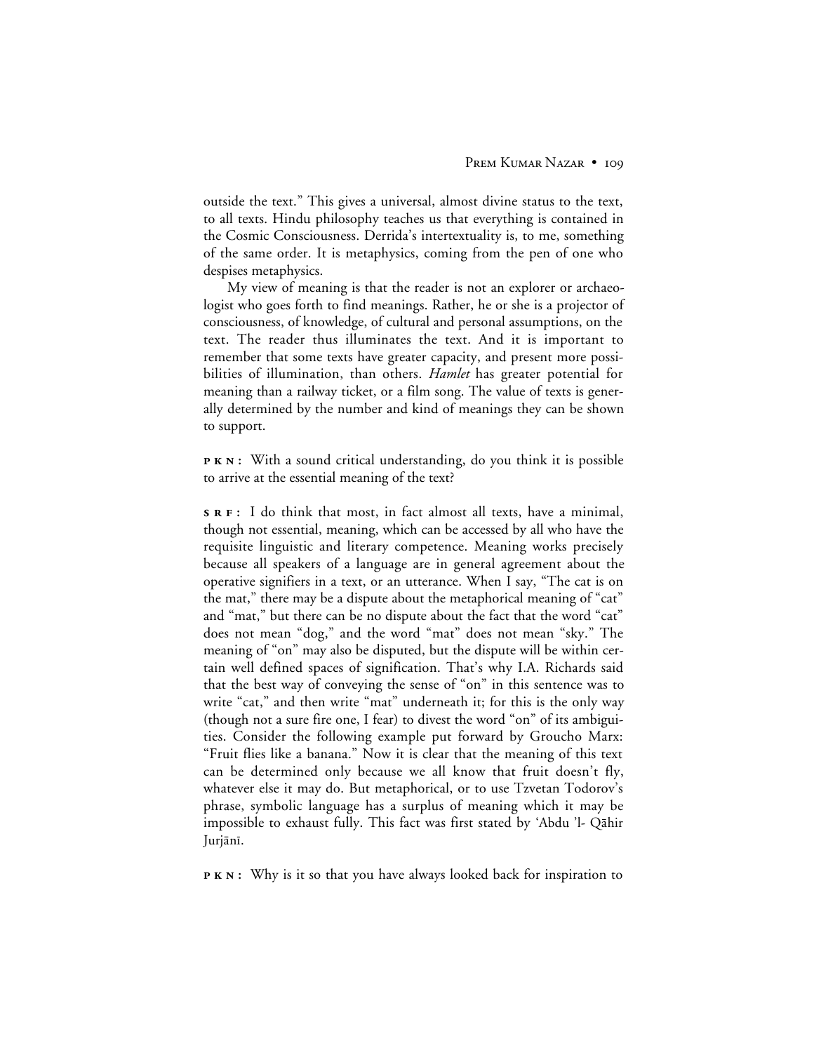outside the text." This gives a universal, almost divine status to the text, to all texts. Hindu philosophy teaches us that everything is contained in the Cosmic Consciousness. Derrida's intertextuality is, to me, something of the same order. It is metaphysics, coming from the pen of one who despises metaphysics.

My view of meaning is that the reader is not an explorer or archaeologist who goes forth to find meanings. Rather, he or she is a projector of consciousness, of knowledge, of cultural and personal assumptions, on the text. The reader thus illuminates the text. And it is important to remember that some texts have greater capacity, and present more possibilities of illumination, than others. *Hamlet* has greater potential for meaning than a railway ticket, or a film song. The value of texts is generally determined by the number and kind of meanings they can be shown to support.

**PKN:** With a sound critical understanding, do you think it is possible to arrive at the essential meaning of the text?

**SRF:** I do think that most, in fact almost all texts, have a minimal, though not essential, meaning, which can be accessed by all who have the requisite linguistic and literary competence. Meaning works precisely because all speakers of a language are in general agreement about the operative signifiers in a text, or an utterance. When I say, "The cat is on the mat," there may be a dispute about the metaphorical meaning of "cat" and "mat," but there can be no dispute about the fact that the word "cat" does not mean "dog," and the word "mat" does not mean "sky." The meaning of "on" may also be disputed, but the dispute will be within certain well defined spaces of signification. That's why I.A. Richards said that the best way of conveying the sense of "on" in this sentence was to write "cat," and then write "mat" underneath it; for this is the only way (though not a sure fire one, I fear) to divest the word "on" of its ambiguities. Consider the following example put forward by Groucho Marx: "Fruit flies like a banana." Now it is clear that the meaning of this text can be determined only because we all know that fruit doesn't fly, whatever else it may do. But metaphorical, or to use Tzvetan Todorov's phrase, symbolic language has a surplus of meaning which it may be impossible to exhaust fully. This fact was first stated by ʿAbdu ʾl- Qāhir Jurjānī.

**PKN:** Why is it so that you have always looked back for inspiration to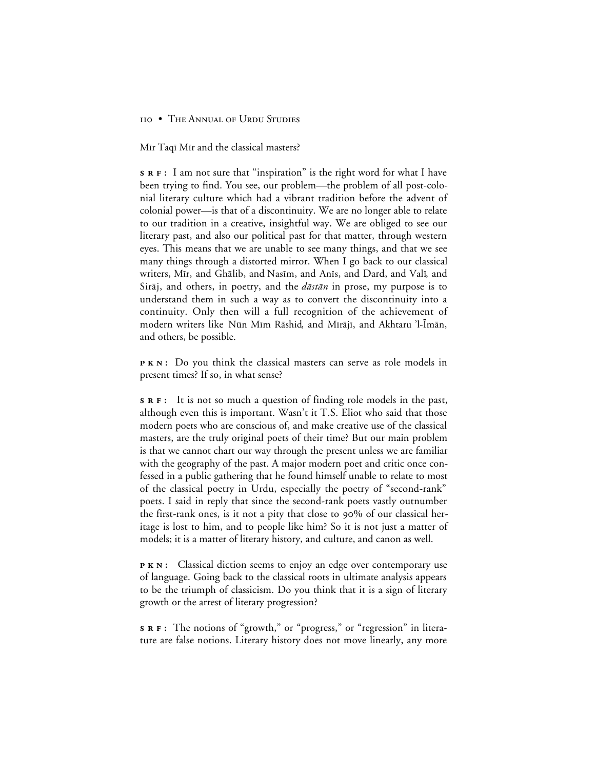Mīr Taqī Mīr and the classical masters?

**SRF:** I am not sure that "inspiration" is the right word for what I have been trying to find. You see, our problem—the problem of all post-colonial literary culture which had a vibrant tradition before the advent of colonial power—is that of a discontinuity. We are no longer able to relate to our tradition in a creative, insightful way. We are obliged to see our literary past, and also our political past for that matter, through western eyes. This means that we are unable to see many things, and that we see many things through a distorted mirror. When I go back to our classical writers, Mīr, and Ghālib, and Nasīm, and Anīs, and Dard, and Valī, and Sirāj, and others, in poetry, and the *dāstān* in prose, my purpose is to understand them in such a way as to convert the discontinuity into a continuity. Only then will a full recognition of the achievement of modern writers like Nūn Mīm Rāshid, and Mīrājī, and Akhtaru 'l-Īmān, and others, be possible.

**PKN:** Do you think the classical masters can serve as role models in present times? If so, in what sense?

**SRF:** It is not so much a question of finding role models in the past, although even this is important. Wasn't it T.S. Eliot who said that those modern poets who are conscious of, and make creative use of the classical masters, are the truly original poets of their time? But our main problem is that we cannot chart our way through the present unless we are familiar with the geography of the past. A major modern poet and critic once confessed in a public gathering that he found himself unable to relate to most of the classical poetry in Urdu, especially the poetry of "second-rank" poets. I said in reply that since the second-rank poets vastly outnumber the first-rank ones, is it not a pity that close to 90% of our classical heritage is lost to him, and to people like him? So it is not just a matter of models; it is a matter of literary history, and culture, and canon as well.

**PKN:** Classical diction seems to enjoy an edge over contemporary use of language. Going back to the classical roots in ultimate analysis appears to be the triumph of classicism. Do you think that it is a sign of literary growth or the arrest of literary progression?

**SRF:** The notions of "growth," or "progress," or "regression" in literature are false notions. Literary history does not move linearly, any more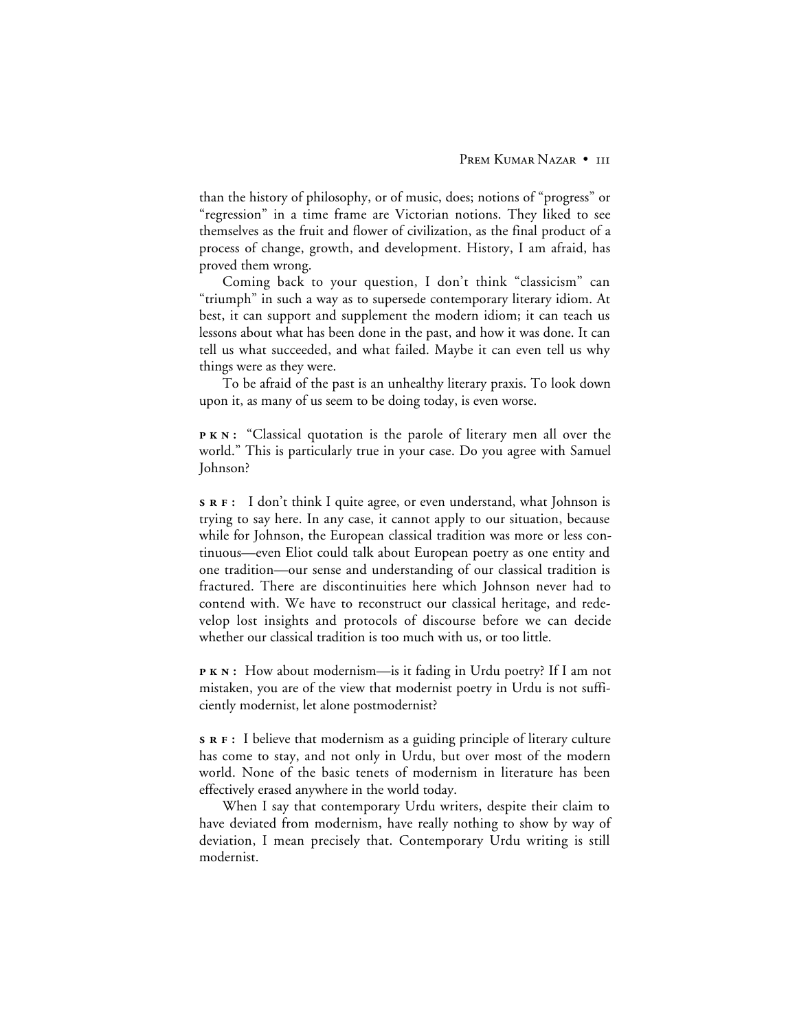than the history of philosophy, or of music, does; notions of "progress" or "regression" in a time frame are Victorian notions. They liked to see themselves as the fruit and flower of civilization, as the final product of a process of change, growth, and development. History, I am afraid, has proved them wrong.

Coming back to your question, I don't think "classicism" can "triumph" in such a way as to supersede contemporary literary idiom. At best, it can support and supplement the modern idiom; it can teach us lessons about what has been done in the past, and how it was done. It can tell us what succeeded, and what failed. Maybe it can even tell us why things were as they were.

To be afraid of the past is an unhealthy literary praxis. To look down upon it, as many of us seem to be doing today, is even worse.

**PKN:** "Classical quotation is the parole of literary men all over the world." This is particularly true in your case. Do you agree with Samuel Johnson?

**SRF:** I don't think I quite agree, or even understand, what Johnson is trying to say here. In any case, it cannot apply to our situation, because while for Johnson, the European classical tradition was more or less continuous—even Eliot could talk about European poetry as one entity and one tradition—our sense and understanding of our classical tradition is fractured. There are discontinuities here which Johnson never had to contend with. We have to reconstruct our classical heritage, and redevelop lost insights and protocols of discourse before we can decide whether our classical tradition is too much with us, or too little.

**PKN:** How about modernism—is it fading in Urdu poetry? If I am not mistaken, you are of the view that modernist poetry in Urdu is not sufficiently modernist, let alone postmodernist?

**SRF:** I believe that modernism as a guiding principle of literary culture has come to stay, and not only in Urdu, but over most of the modern world. None of the basic tenets of modernism in literature has been effectively erased anywhere in the world today.

When I say that contemporary Urdu writers, despite their claim to have deviated from modernism, have really nothing to show by way of deviation, I mean precisely that. Contemporary Urdu writing is still modernist.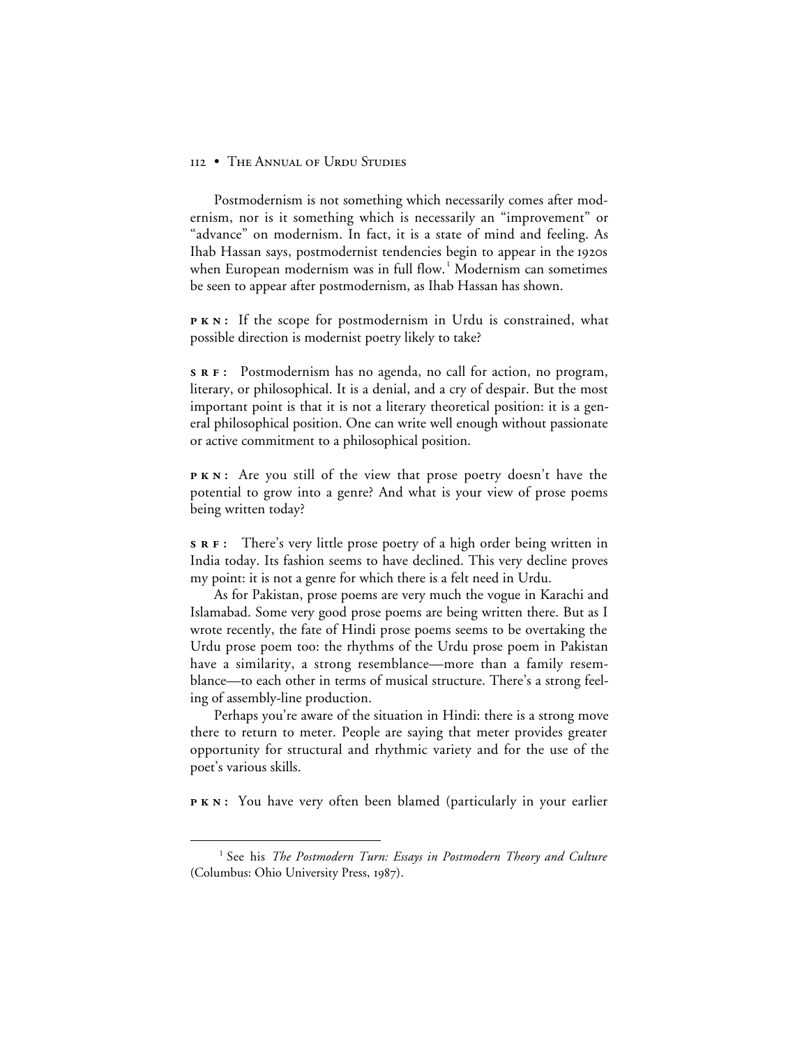Postmodernism is not something which necessarily comes after modernism, nor is it something which is necessarily an "improvement" or "advance" on modernism. In fact, it is a state of mind and feeling. As Ihab Hassan says, postmodernist tendencies begin to appear in the 1920s when European modernism was in full flow.[1] Modernism can sometimes be seen to appear after postmodernism, as Ihab Hassan has shown.

**PKN:** If the scope for postmodernism in Urdu is constrained, what possible direction is modernist poetry likely to take?

**SRF:** Postmodernism has no agenda, no call for action, no program, literary, or philosophical. It is a denial, and a cry of despair. But the most important point is that it is not a literary theoretical position: it is a general philosophical position. One can write well enough without passionate or active commitment to a philosophical position.

**PKN:** Are you still of the view that prose poetry doesn't have the potential to grow into a genre? And what is your view of prose poems being written today?

**SRF:** There's very little prose poetry of a high order being written in India today. Its fashion seems to have declined. This very decline proves my point: it is not a genre for which there is a felt need in Urdu.

As for Pakistan, prose poems are very much the vogue in Karachi and Islamabad. Some very good prose poems are being written there. But as I wrote recently, the fate of Hindi prose poems seems to be overtaking the Urdu prose poem too: the rhythms of the Urdu prose poem in Pakistan have a similarity, a strong resemblance—more than a family resemblance—to each other in terms of musical structure. There's a strong feeling of assembly-line production.

Perhaps you're aware of the situation in Hindi: there is a strong move there to return to meter. People are saying that meter provides greater opportunity for structural and rhythmic variety and for the use of the poet's various skills.

**PKN:** You have very often been blamed (particularly in your earlier

---

[1] See his *The Postmodern Turn: Essays in Postmodern Theory and Culture* (Columbus: Ohio University Press, 1987).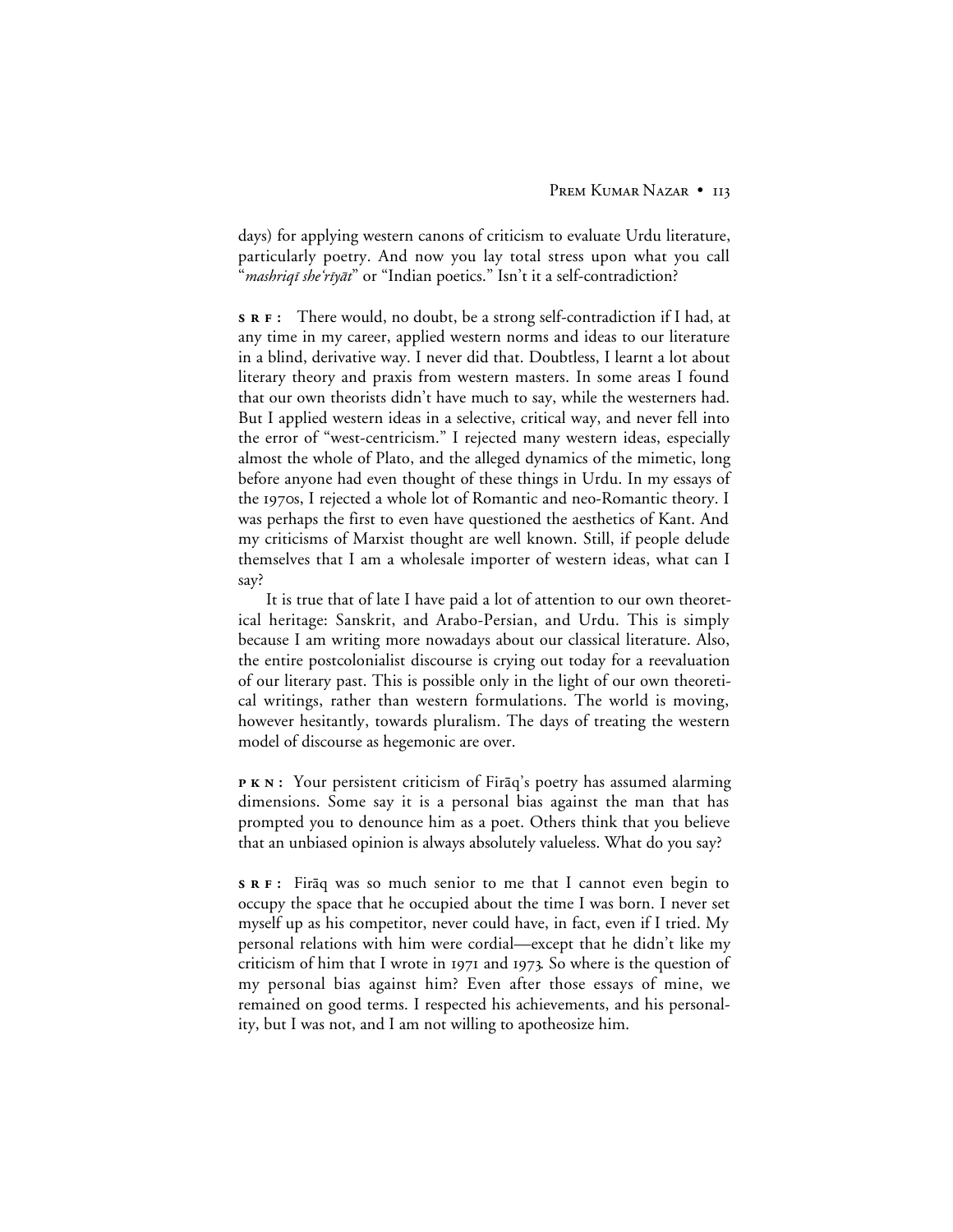days) for applying western canons of criticism to evaluate Urdu literature, particularly poetry. And now you lay total stress upon what you call "*mashriqī she'rīyāt*" or "Indian poetics." Isn't it a self-contradiction?

**SRF:** There would, no doubt, be a strong self-contradiction if I had, at any time in my career, applied western norms and ideas to our literature in a blind, derivative way. I never did that. Doubtless, I learnt a lot about literary theory and praxis from western masters. In some areas I found that our own theorists didn't have much to say, while the westerners had. But I applied western ideas in a selective, critical way, and never fell into the error of "west-centricism." I rejected many western ideas, especially almost the whole of Plato, and the alleged dynamics of the mimetic, long before anyone had even thought of these things in Urdu. In my essays of the 1970s, I rejected a whole lot of Romantic and neo-Romantic theory. I was perhaps the first to even have questioned the aesthetics of Kant. And my criticisms of Marxist thought are well known. Still, if people delude themselves that I am a wholesale importer of western ideas, what can I say?

It is true that of late I have paid a lot of attention to our own theoretical heritage: Sanskrit, and Arabo-Persian, and Urdu. This is simply because I am writing more nowadays about our classical literature. Also, the entire postcolonialist discourse is crying out today for a reevaluation of our literary past. This is possible only in the light of our own theoretical writings, rather than western formulations. The world is moving, however hesitantly, towards pluralism. The days of treating the western model of discourse as hegemonic are over.

**PKN:** Your persistent criticism of Firāq's poetry has assumed alarming dimensions. Some say it is a personal bias against the man that has prompted you to denounce him as a poet. Others think that you believe that an unbiased opinion is always absolutely valueless. What do you say?

**SRF:** Firāq was so much senior to me that I cannot even begin to occupy the space that he occupied about the time I was born. I never set myself up as his competitor, never could have, in fact, even if I tried. My personal relations with him were cordial—except that he didn't like my criticism of him that I wrote in 1971 and 1973. So where is the question of my personal bias against him? Even after those essays of mine, we remained on good terms. I respected his achievements, and his personality, but I was not, and I am not willing to apotheosize him.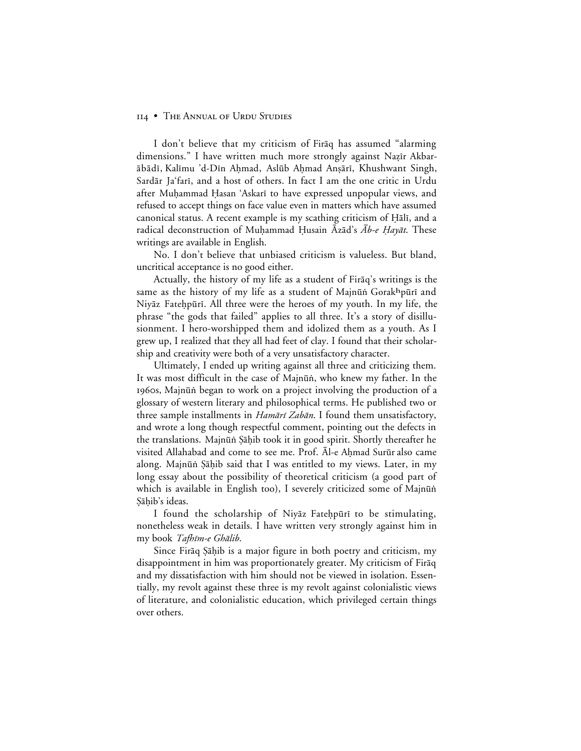I don't believe that my criticism of Firāq has assumed "alarming dimensions." I have written much more strongly against Naẓīr Akbarābādī, Kalīmu 'd-Dīn Aḥmad, Aslūb Aḥmad Anṣārī, Khushwant Singh, Sardār Ja'farī, and a host of others. In fact I am the one critic in Urdu after Muḥammad Ḥasan 'Askarī to have expressed unpopular views, and refused to accept things on face value even in matters which have assumed canonical status. A recent example is my scathing criticism of Ḥālī, and a radical deconstruction of Muḥammad Ḥusain Āzād's *Āb-e Ḥayāt*. These writings are available in English.

No. I don't believe that unbiased criticism is valueless. But bland, uncritical acceptance is no good either.

Actually, the history of my life as a student of Firāq's writings is the same as the history of my life as a student of Majnūṅ Gorakʰpūrī and Niyāz Fateḥpūrī. All three were the heroes of my youth. In my life, the phrase "the gods that failed" applies to all three. It's a story of disillusionment. I hero-worshipped them and idolized them as a youth. As I grew up, I realized that they all had feet of clay. I found that their scholarship and creativity were both of a very unsatisfactory character.

Ultimately, I ended up writing against all three and criticizing them. It was most difficult in the case of Majnūṅ, who knew my father. In the 1960s, Majnūṅ began to work on a project involving the production of a glossary of western literary and philosophical terms. He published two or three sample installments in *Hamārī Zabān*. I found them unsatisfactory, and wrote a long though respectful comment, pointing out the defects in the translations. Majnūṅ Ṣāḥib took it in good spirit. Shortly thereafter he visited Allahabad and come to see me. Prof. Āl-e Aḥmad Surūr also came along. Majnūṅ Ṣāḥib said that I was entitled to my views. Later, in my long essay about the possibility of theoretical criticism (a good part of which is available in English too), I severely criticized some of Majnūṅ Ṣāḥib's ideas.

I found the scholarship of Niyāz Fateḥpūrī to be stimulating, nonetheless weak in details. I have written very strongly against him in my book *Tafhīm-e Ghālib*.

Since Firāq Ṣāḥib is a major figure in both poetry and criticism, my disappointment in him was proportionately greater. My criticism of Firāq and my dissatisfaction with him should not be viewed in isolation. Essentially, my revolt against these three is my revolt against colonialistic views of literature, and colonialistic education, which privileged certain things over others.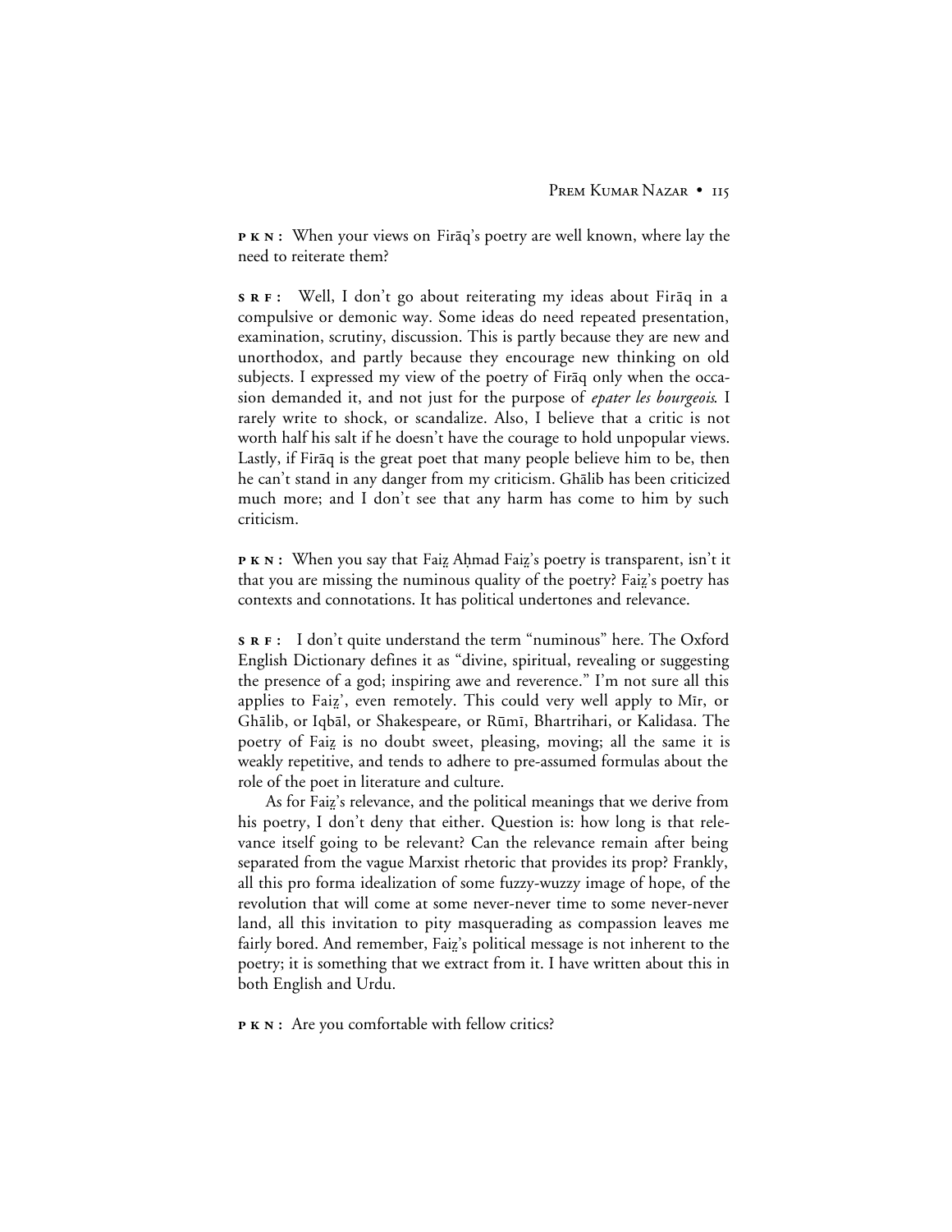**PKN:** When your views on Firāq's poetry are well known, where lay the need to reiterate them?

**SRF:** Well, I don't go about reiterating my ideas about Firāq in a compulsive or demonic way. Some ideas do need repeated presentation, examination, scrutiny, discussion. This is partly because they are new and unorthodox, and partly because they encourage new thinking on old subjects. I expressed my view of the poetry of Firāq only when the occasion demanded it, and not just for the purpose of *epater les bourgeois*. I rarely write to shock, or scandalize. Also, I believe that a critic is not worth half his salt if he doesn't have the courage to hold unpopular views. Lastly, if Firāq is the great poet that many people believe him to be, then he can't stand in any danger from my criticism. Ghālib has been criticized much more; and I don't see that any harm has come to him by such criticism.

**PKN:** When you say that Faiẕ Aḥmad Faiẕ's poetry is transparent, isn't it that you are missing the numinous quality of the poetry? Faiẕ's poetry has contexts and connotations. It has political undertones and relevance.

**SRF:** I don't quite understand the term "numinous" here. The Oxford English Dictionary defines it as "divine, spiritual, revealing or suggesting the presence of a god; inspiring awe and reverence." I'm not sure all this applies to Faiẕ', even remotely. This could very well apply to Mīr, or Ghālib, or Iqbāl, or Shakespeare, or Rūmī, Bhartrihari, or Kalidasa. The poetry of Faiẕ is no doubt sweet, pleasing, moving; all the same it is weakly repetitive, and tends to adhere to pre-assumed formulas about the role of the poet in literature and culture.

As for Faiẕ's relevance, and the political meanings that we derive from his poetry, I don't deny that either. Question is: how long is that relevance itself going to be relevant? Can the relevance remain after being separated from the vague Marxist rhetoric that provides its prop? Frankly, all this pro forma idealization of some fuzzy-wuzzy image of hope, of the revolution that will come at some never-never time to some never-never land, all this invitation to pity masquerading as compassion leaves me fairly bored. And remember, Faiẕ's political message is not inherent to the poetry; it is something that we extract from it. I have written about this in both English and Urdu.

**PKN:** Are you comfortable with fellow critics?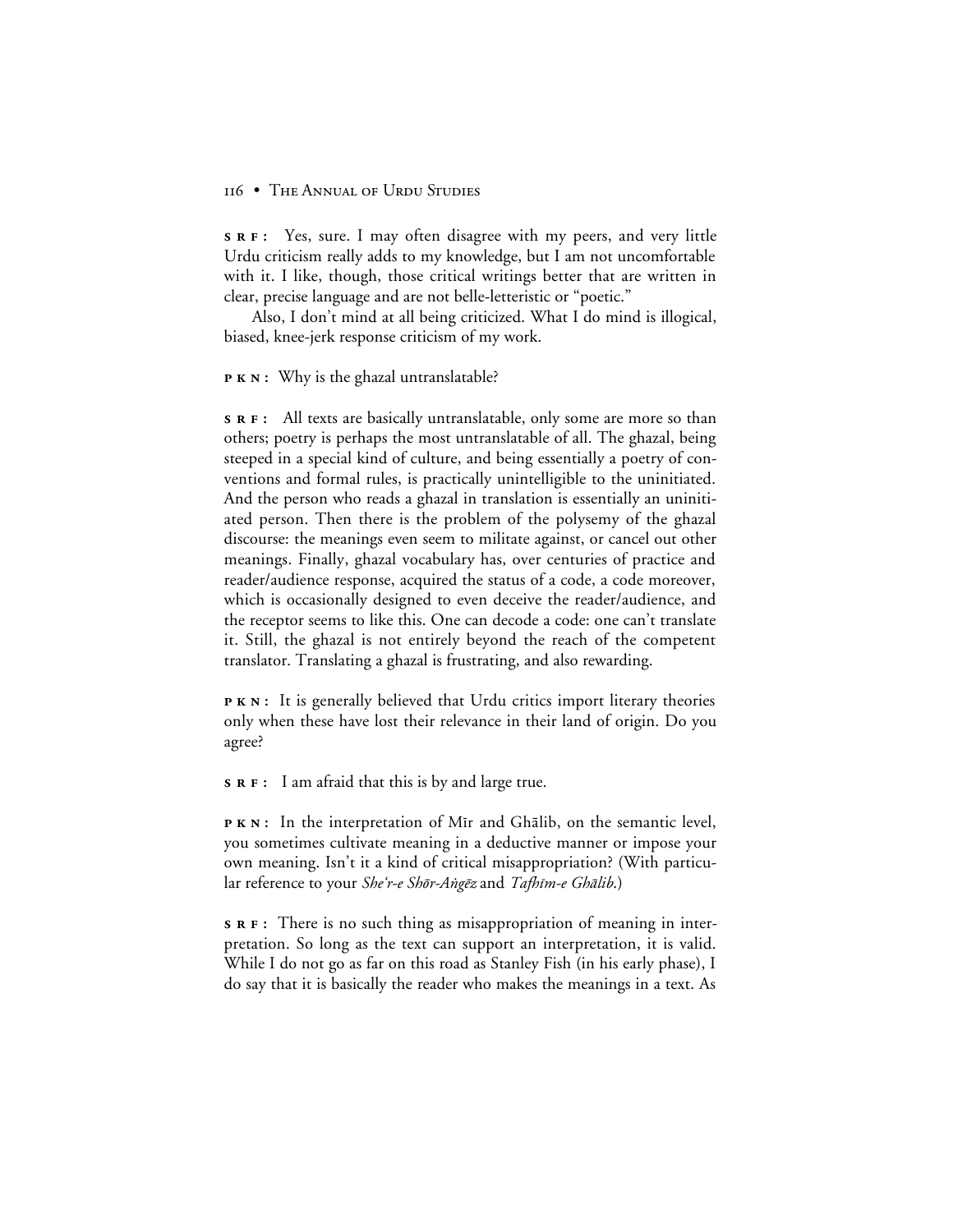**SRF:** Yes, sure. I may often disagree with my peers, and very little Urdu criticism really adds to my knowledge, but I am not uncomfortable with it. I like, though, those critical writings better that are written in clear, precise language and are not belle-letteristic or "poetic."

Also, I don't mind at all being criticized. What I do mind is illogical, biased, knee-jerk response criticism of my work.

**PKN:** Why is the ghazal untranslatable?

**SRF:** All texts are basically untranslatable, only some are more so than others; poetry is perhaps the most untranslatable of all. The ghazal, being steeped in a special kind of culture, and being essentially a poetry of conventions and formal rules, is practically unintelligible to the uninitiated. And the person who reads a ghazal in translation is essentially an uninitiated person. Then there is the problem of the polysemy of the ghazal discourse: the meanings even seem to militate against, or cancel out other meanings. Finally, ghazal vocabulary has, over centuries of practice and reader/audience response, acquired the status of a code, a code moreover, which is occasionally designed to even deceive the reader/audience, and the receptor seems to like this. One can decode a code: one can't translate it. Still, the ghazal is not entirely beyond the reach of the competent translator. Translating a ghazal is frustrating, and also rewarding.

**PKN:** It is generally believed that Urdu critics import literary theories only when these have lost their relevance in their land of origin. Do you agree?

**SRF:** I am afraid that this is by and large true.

**PKN:** In the interpretation of Mīr and Ghālib, on the semantic level, you sometimes cultivate meaning in a deductive manner or impose your own meaning. Isn't it a kind of critical misappropriation? (With particular reference to your *She'r-e Shōr-Aṅgēz* and *Tafhīm-e Ghālib*.)

**SRF:** There is no such thing as misappropriation of meaning in interpretation. So long as the text can support an interpretation, it is valid. While I do not go as far on this road as Stanley Fish (in his early phase), I do say that it is basically the reader who makes the meanings in a text. As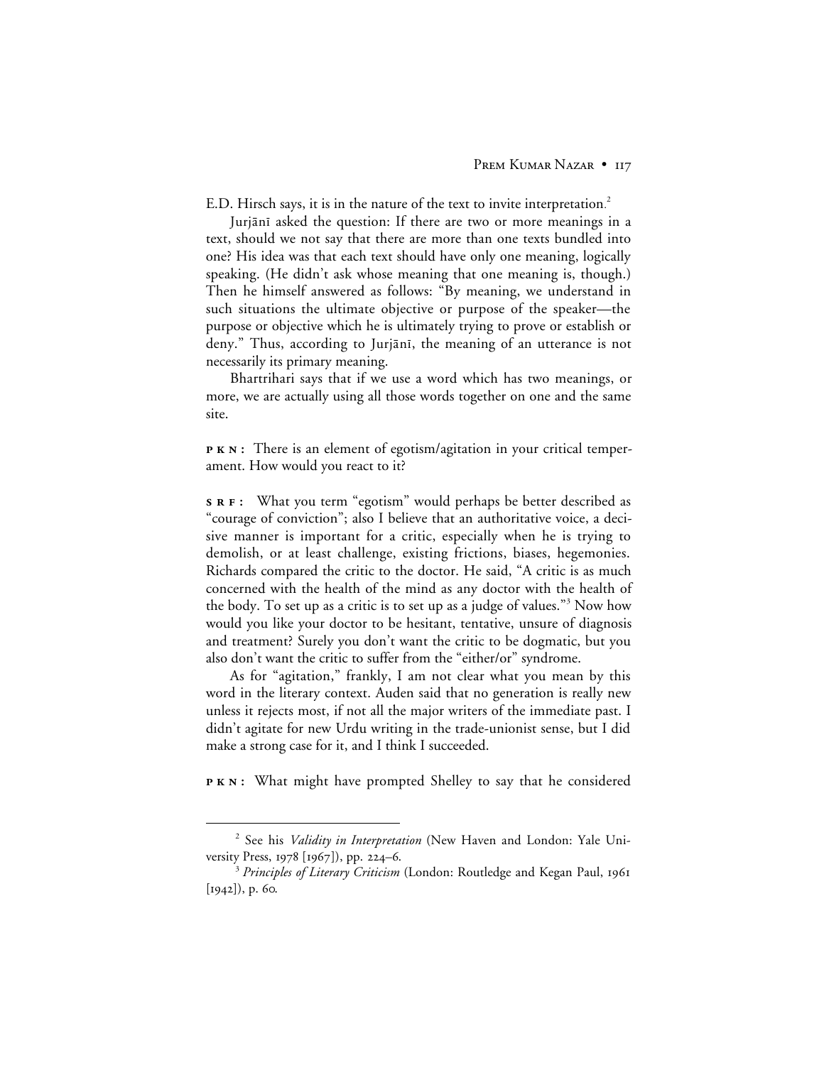E.D. Hirsch says, it is in the nature of the text to invite interpretation.[2]

Jurjānī asked the question: If there are two or more meanings in a text, should we not say that there are more than one texts bundled into one? His idea was that each text should have only one meaning, logically speaking. (He didn't ask whose meaning that one meaning is, though.) Then he himself answered as follows: "By meaning, we understand in such situations the ultimate objective or purpose of the speaker—the purpose or objective which he is ultimately trying to prove or establish or deny." Thus, according to Jurjānī, the meaning of an utterance is not necessarily its primary meaning.

Bhartrihari says that if we use a word which has two meanings, or more, we are actually using all those words together on one and the same site.

**PKN:** There is an element of egotism/agitation in your critical temperament. How would you react to it?

**SRF:** What you term "egotism" would perhaps be better described as "courage of conviction"; also I believe that an authoritative voice, a decisive manner is important for a critic, especially when he is trying to demolish, or at least challenge, existing frictions, biases, hegemonies. Richards compared the critic to the doctor. He said, "A critic is as much concerned with the health of the mind as any doctor with the health of the body. To set up as a critic is to set up as a judge of values."[3] Now how would you like your doctor to be hesitant, tentative, unsure of diagnosis and treatment? Surely you don't want the critic to be dogmatic, but you also don't want the critic to suffer from the "either/or" syndrome.

As for "agitation," frankly, I am not clear what you mean by this word in the literary context. Auden said that no generation is really new unless it rejects most, if not all the major writers of the immediate past. I didn't agitate for new Urdu writing in the trade-unionist sense, but I did make a strong case for it, and I think I succeeded.

**PKN:** What might have prompted Shelley to say that he considered

---

[2] See his *Validity in Interpretation* (New Haven and London: Yale University Press, 1978 [1967]), pp. 224–6.

[3] *Principles of Literary Criticism* (London: Routledge and Kegan Paul, 1961 [1942]), p. 60.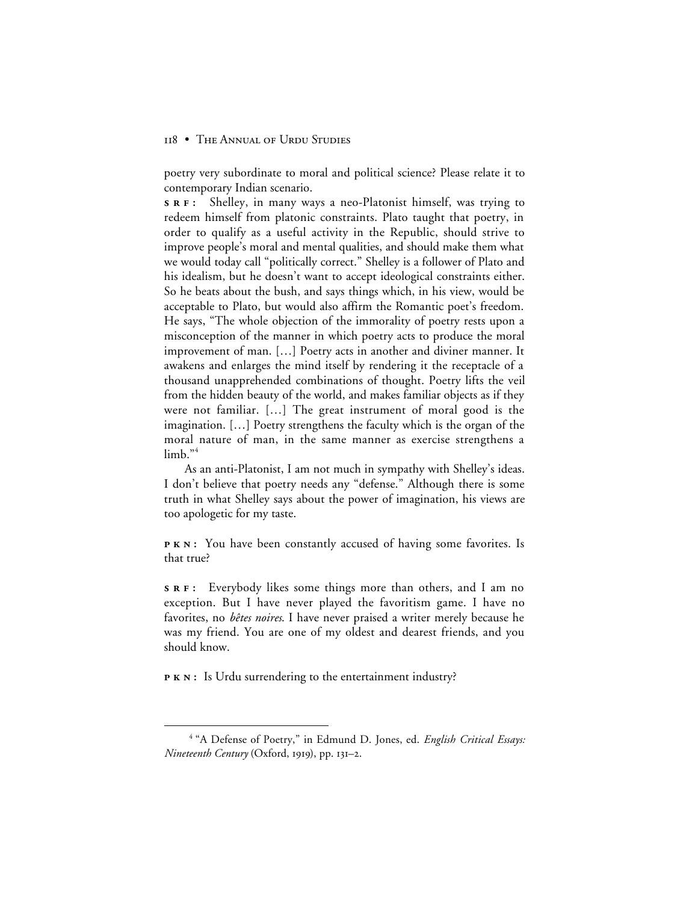poetry very subordinate to moral and political science? Please relate it to contemporary Indian scenario.

**SRF:** Shelley, in many ways a neo-Platonist himself, was trying to redeem himself from platonic constraints. Plato taught that poetry, in order to qualify as a useful activity in the Republic, should strive to improve people's moral and mental qualities, and should make them what we would today call "politically correct." Shelley is a follower of Plato and his idealism, but he doesn't want to accept ideological constraints either. So he beats about the bush, and says things which, in his view, would be acceptable to Plato, but would also affirm the Romantic poet's freedom. He says, "The whole objection of the immorality of poetry rests upon a misconception of the manner in which poetry acts to produce the moral improvement of man. […] Poetry acts in another and diviner manner. It awakens and enlarges the mind itself by rendering it the receptacle of a thousand unapprehended combinations of thought. Poetry lifts the veil from the hidden beauty of the world, and makes familiar objects as if they were not familiar. […] The great instrument of moral good is the imagination. […] Poetry strengthens the faculty which is the organ of the moral nature of man, in the same manner as exercise strengthens a limb."[4]

As an anti-Platonist, I am not much in sympathy with Shelley's ideas. I don't believe that poetry needs any "defense." Although there is some truth in what Shelley says about the power of imagination, his views are too apologetic for my taste.

**PKN:** You have been constantly accused of having some favorites. Is that true?

**SRF:** Everybody likes some things more than others, and I am no exception. But I have never played the favoritism game. I have no favorites, no *bêtes noires*. I have never praised a writer merely because he was my friend. You are one of my oldest and dearest friends, and you should know.

**PKN:** Is Urdu surrendering to the entertainment industry?

---

[4] "A Defense of Poetry," in Edmund D. Jones, ed. *English Critical Essays: Nineteenth Century* (Oxford, 1919), pp. 131–2.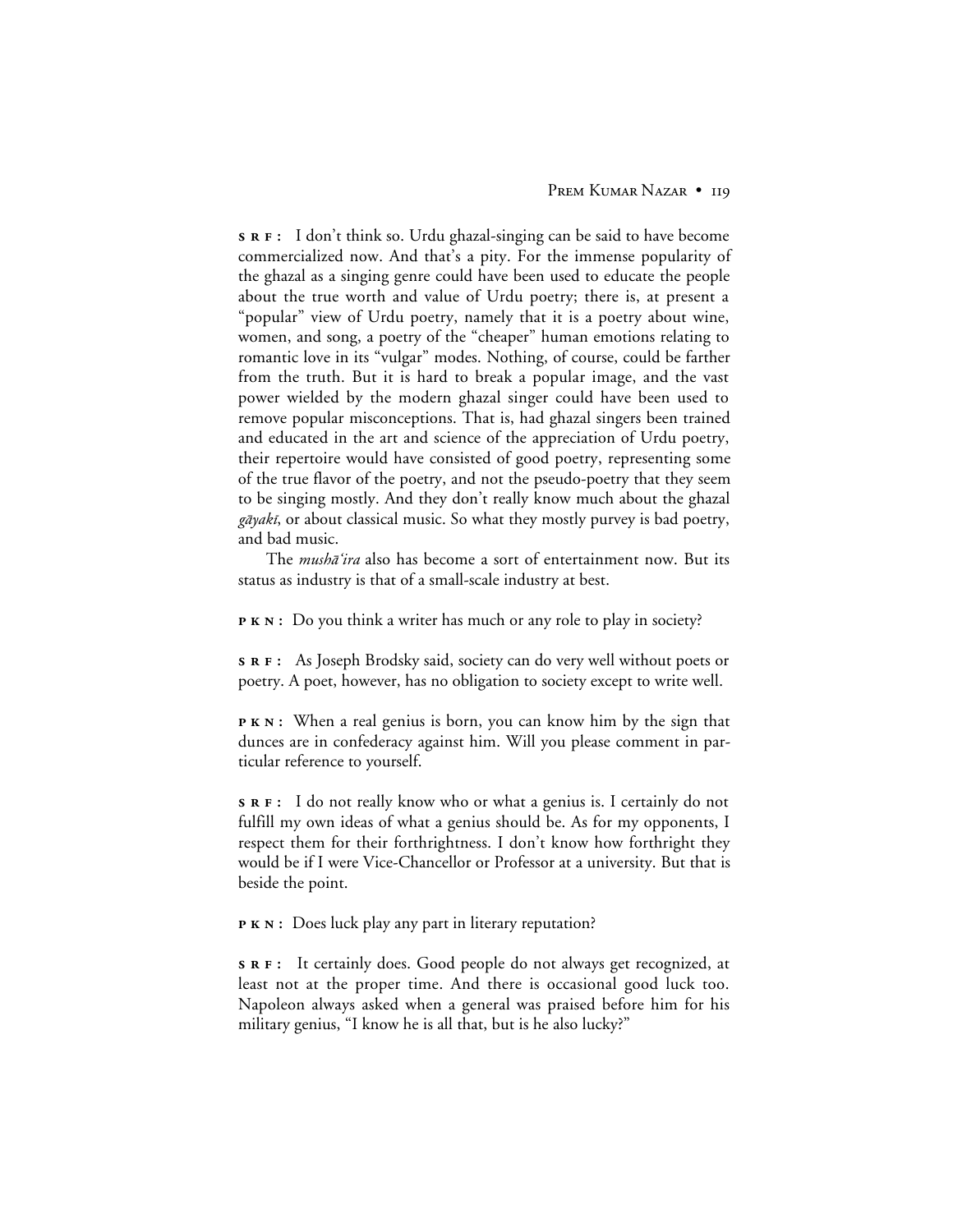**SRF:** I don't think so. Urdu ghazal-singing can be said to have become commercialized now. And that's a pity. For the immense popularity of the ghazal as a singing genre could have been used to educate the people about the true worth and value of Urdu poetry; there is, at present a "popular" view of Urdu poetry, namely that it is a poetry about wine, women, and song, a poetry of the "cheaper" human emotions relating to romantic love in its "vulgar" modes. Nothing, of course, could be farther from the truth. But it is hard to break a popular image, and the vast power wielded by the modern ghazal singer could have been used to remove popular misconceptions. That is, had ghazal singers been trained and educated in the art and science of the appreciation of Urdu poetry, their repertoire would have consisted of good poetry, representing some of the true flavor of the poetry, and not the pseudo-poetry that they seem to be singing mostly. And they don't really know much about the ghazal *gāyakī*, or about classical music. So what they mostly purvey is bad poetry, and bad music.

The *mushā'ira* also has become a sort of entertainment now. But its status as industry is that of a small-scale industry at best.

**PKN:** Do you think a writer has much or any role to play in society?

**SRF:** As Joseph Brodsky said, society can do very well without poets or poetry. A poet, however, has no obligation to society except to write well.

**PKN:** When a real genius is born, you can know him by the sign that dunces are in confederacy against him. Will you please comment in particular reference to yourself.

**SRF:** I do not really know who or what a genius is. I certainly do not fulfill my own ideas of what a genius should be. As for my opponents, I respect them for their forthrightness. I don't know how forthright they would be if I were Vice-Chancellor or Professor at a university. But that is beside the point.

**PKN:** Does luck play any part in literary reputation?

**SRF:** It certainly does. Good people do not always get recognized, at least not at the proper time. And there is occasional good luck too. Napoleon always asked when a general was praised before him for his military genius, "I know he is all that, but is he also lucky?"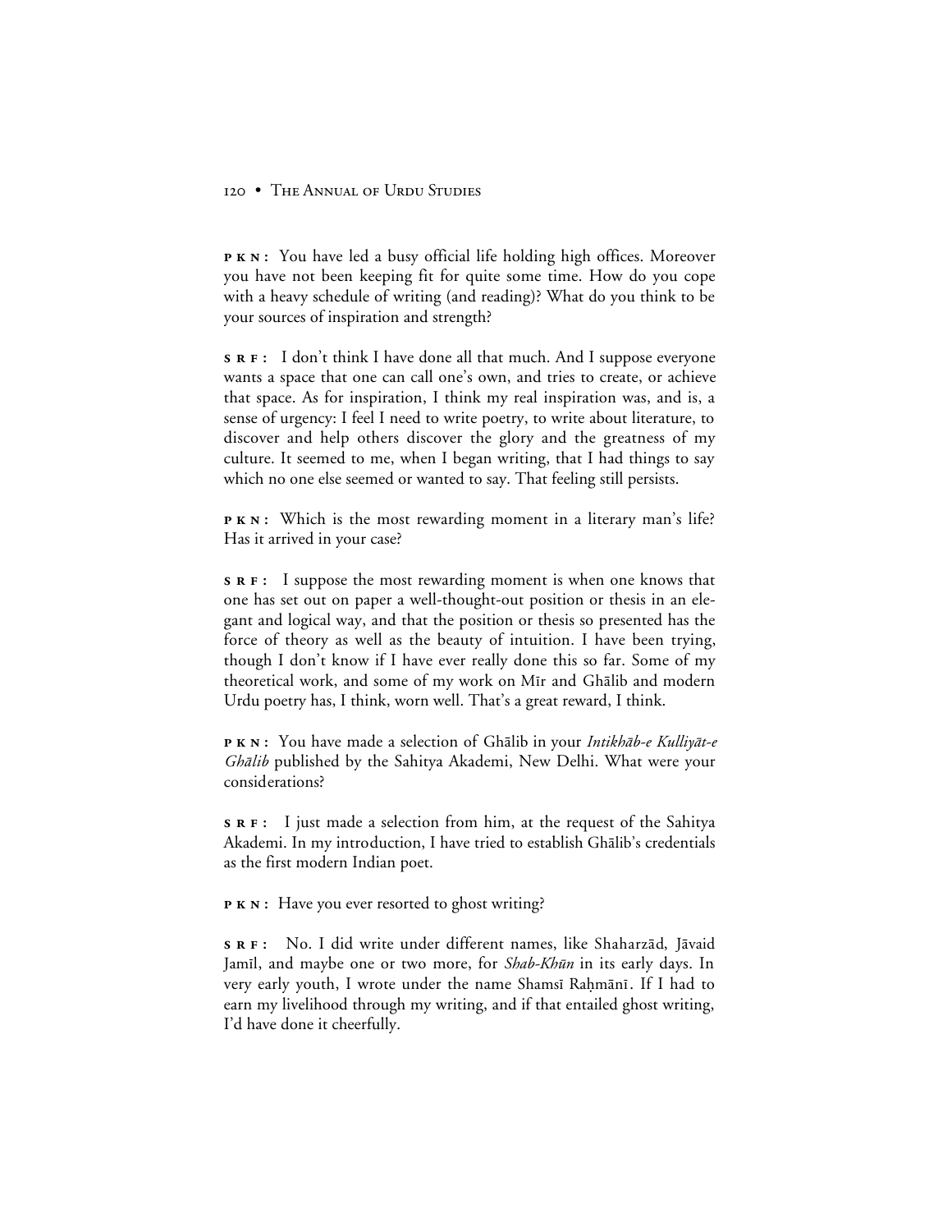**PKN:** You have led a busy official life holding high offices. Moreover you have not been keeping fit for quite some time. How do you cope with a heavy schedule of writing (and reading)? What do you think to be your sources of inspiration and strength?

**SRF:** I don't think I have done all that much. And I suppose everyone wants a space that one can call one's own, and tries to create, or achieve that space. As for inspiration, I think my real inspiration was, and is, a sense of urgency: I feel I need to write poetry, to write about literature, to discover and help others discover the glory and the greatness of my culture. It seemed to me, when I began writing, that I had things to say which no one else seemed or wanted to say. That feeling still persists.

**PKN:** Which is the most rewarding moment in a literary man's life? Has it arrived in your case?

**SRF:** I suppose the most rewarding moment is when one knows that one has set out on paper a well-thought-out position or thesis in an elegant and logical way, and that the position or thesis so presented has the force of theory as well as the beauty of intuition. I have been trying, though I don't know if I have ever really done this so far. Some of my theoretical work, and some of my work on Mīr and Ghālib and modern Urdu poetry has, I think, worn well. That's a great reward, I think.

**PKN:** You have made a selection of Ghālib in your *Intikhāb-e Kulliyāt-e Ghālib* published by the Sahitya Akademi, New Delhi. What were your considerations?

**SRF:** I just made a selection from him, at the request of the Sahitya Akademi. In my introduction, I have tried to establish Ghālib's credentials as the first modern Indian poet.

**PKN:** Have you ever resorted to ghost writing?

**SRF:** No. I did write under different names, like Shaharzād, Jāvaid Jamīl, and maybe one or two more, for *Shab-Khūn* in its early days. In very early youth, I wrote under the name Shamsī Raḥmānī. If I had to earn my livelihood through my writing, and if that entailed ghost writing, I'd have done it cheerfully.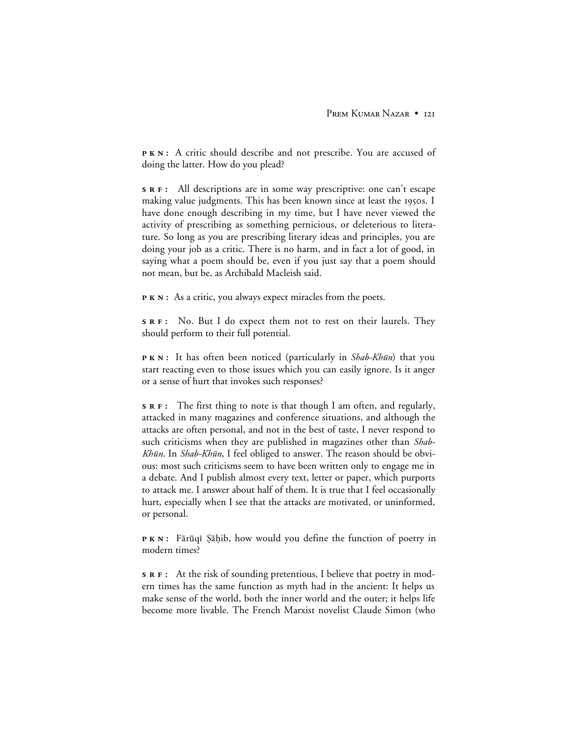**PKN:** A critic should describe and not prescribe. You are accused of doing the latter. How do you plead?

**SRF:** All descriptions are in some way prescriptive: one can't escape making value judgments. This has been known since at least the 1950s. I have done enough describing in my time, but I have never viewed the activity of prescribing as something pernicious, or deleterious to literature. So long as you are prescribing literary ideas and principles, you are doing your job as a critic. There is no harm, and in fact a lot of good, in saying what a poem should be, even if you just say that a poem should not mean, but be, as Archibald Macleish said.

**PKN:** As a critic, you always expect miracles from the poets.

**SRF:** No. But I do expect them not to rest on their laurels. They should perform to their full potential.

**PKN:** It has often been noticed (particularly in *Shab-Khūn*) that you start reacting even to those issues which you can easily ignore. Is it anger or a sense of hurt that invokes such responses?

**SRF:** The first thing to note is that though I am often, and regularly, attacked in many magazines and conference situations, and although the attacks are often personal, and not in the best of taste, I never respond to such criticisms when they are published in magazines other than *Shab-Khūn*. In *Shab-Khūn*, I feel obliged to answer. The reason should be obvious: most such criticisms seem to have been written only to engage me in a debate. And I publish almost every text, letter or paper, which purports to attack me. I answer about half of them. It is true that I feel occasionally hurt, especially when I see that the attacks are motivated, or uninformed, or personal.

**PKN:** Fārūqī Ṣāḥib, how would you define the function of poetry in modern times?

**SRF:** At the risk of sounding pretentious, I believe that poetry in modern times has the same function as myth had in the ancient: It helps us make sense of the world, both the inner world and the outer; it helps life become more livable. The French Marxist novelist Claude Simon (who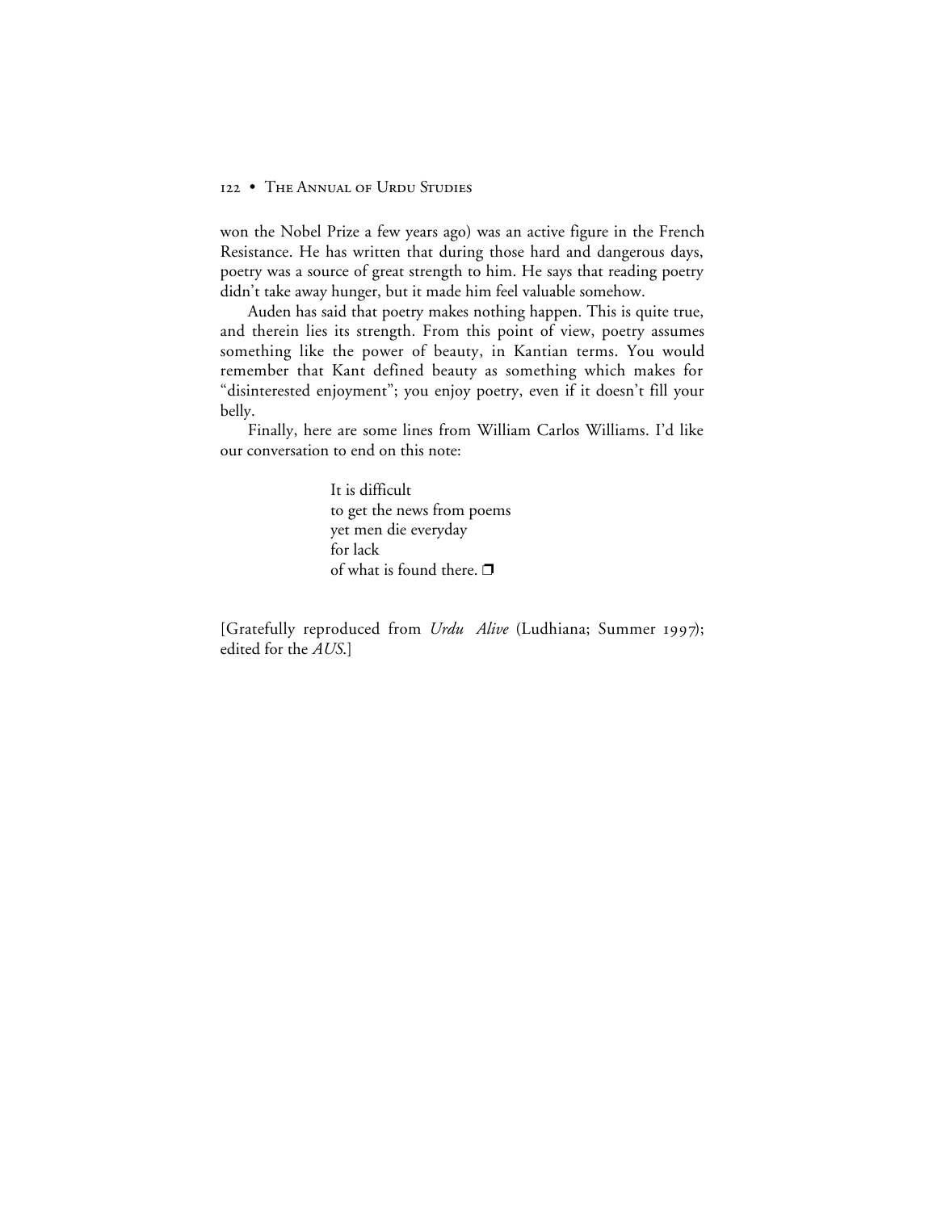won the Nobel Prize a few years ago) was an active figure in the French Resistance. He has written that during those hard and dangerous days, poetry was a source of great strength to him. He says that reading poetry didn't take away hunger, but it made him feel valuable somehow.

Auden has said that poetry makes nothing happen. This is quite true, and therein lies its strength. From this point of view, poetry assumes something like the power of beauty, in Kantian terms. You would remember that Kant defined beauty as something which makes for "disinterested enjoyment"; you enjoy poetry, even if it doesn't fill your belly.

Finally, here are some lines from William Carlos Williams. I'd like our conversation to end on this note:

> It is difficult
> to get the news from poems
> yet men die everyday
> for lack
> of what is found there. ❐

[Gratefully reproduced from *Urdu Alive* (Ludhiana; Summer 1997); edited for the *AUS*.]